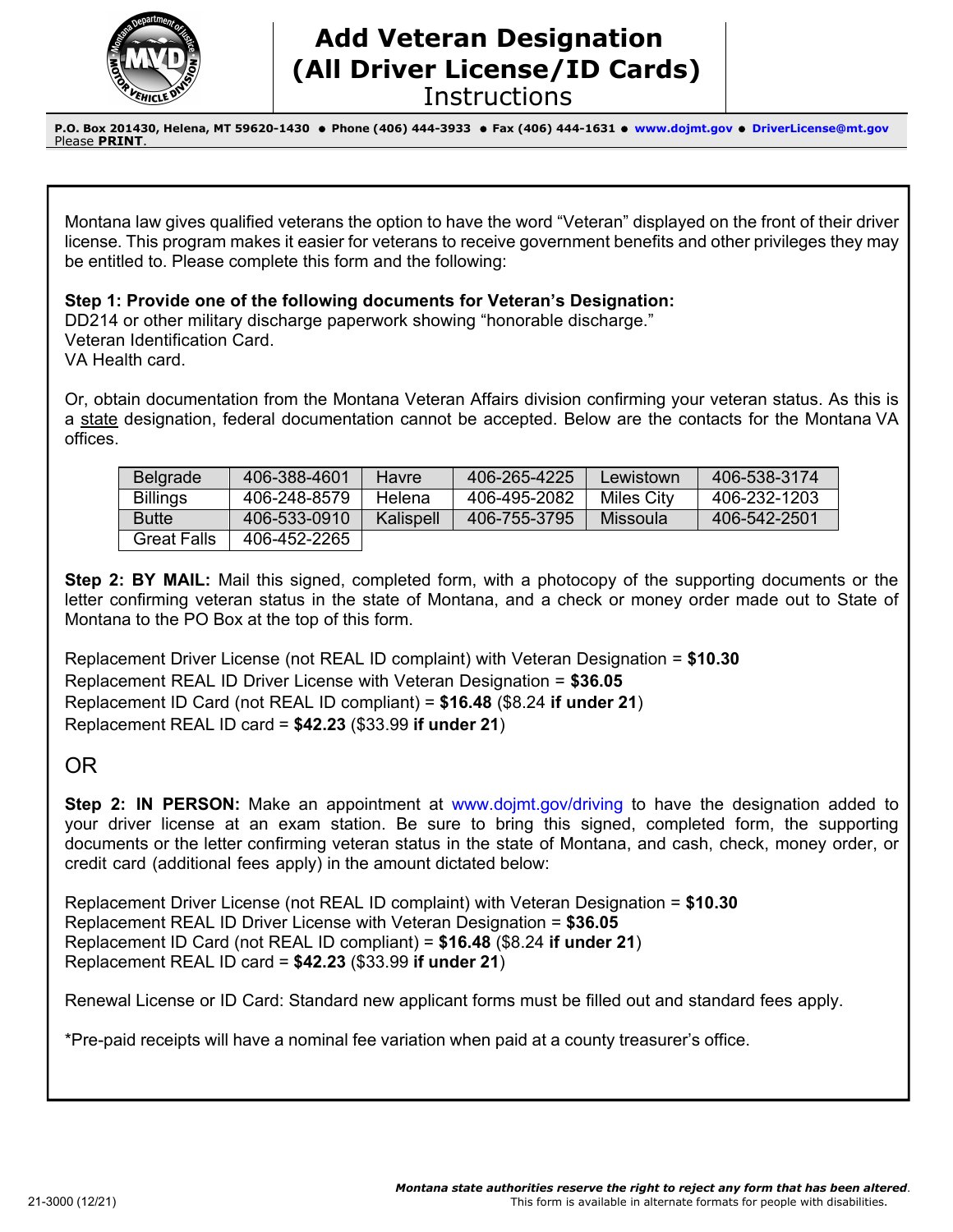# Add Veteran Designation (All Driver License/ID Cards)

## Instructions

**P.O. Box 201430, Helena, MT 59620-1430 ● Phone (406) 444-3933 ● Fax (406) 444-1631 ● www.dojmt.gov ● DriverLicense@mt.gov**
Please **PRINT**.

Montana law gives qualified veterans the option to have the word "Veteran" displayed on the front of their driver license. This program makes it easier for veterans to receive government benefits and other privileges they may be entitled to. Please complete this form and the following:

**Step 1: Provide one of the following documents for Veteran's Designation:**
DD214 or other military discharge paperwork showing "honorable discharge."
Veteran Identification Card.
VA Health card.

Or, obtain documentation from the Montana Veteran Affairs division confirming your veteran status. As this is a state designation, federal documentation cannot be accepted. Below are the contacts for the Montana VA offices.

| Belgrade | 406-388-4601 | Havre | 406-265-4225 | Lewistown | 406-538-3174 |
|---|---|---|---|---|---|
| Billings | 406-248-8579 | Helena | 406-495-2082 | Miles City | 406-232-1203 |
| Butte | 406-533-0910 | Kalispell | 406-755-3795 | Missoula | 406-542-2501 |
| Great Falls | 406-452-2265 | | | | |

**Step 2: BY MAIL:** Mail this signed, completed form, with a photocopy of the supporting documents or the letter confirming veteran status in the state of Montana, and a check or money order made out to State of Montana to the PO Box at the top of this form.

Replacement Driver License (not REAL ID complaint) with Veteran Designation = **$10.30**
Replacement REAL ID Driver License with Veteran Designation = **$36.05**
Replacement ID Card (not REAL ID compliant) = **$16.48** ($8.24 **if under 21**)
Replacement REAL ID card = **$42.23** ($33.99 **if under 21**)

OR

**Step 2: IN PERSON:** Make an appointment at www.dojmt.gov/driving to have the designation added to your driver license at an exam station. Be sure to bring this signed, completed form, the supporting documents or the letter confirming veteran status in the state of Montana, and cash, check, money order, or credit card (additional fees apply) in the amount dictated below:

Replacement Driver License (not REAL ID complaint) with Veteran Designation = **$10.30**
Replacement REAL ID Driver License with Veteran Designation = **$36.05**
Replacement ID Card (not REAL ID compliant) = **$16.48** ($8.24 **if under 21**)
Replacement REAL ID card = **$42.23** ($33.99 **if under 21**)

Renewal License or ID Card: Standard new applicant forms must be filled out and standard fees apply.

*Pre-paid receipts will have a nominal fee variation when paid at a county treasurer's office.

21-3000 (12/21)

***Montana state authorities reserve the right to reject any form that has been altered.***
This form is available in alternate formats for people with disabilities.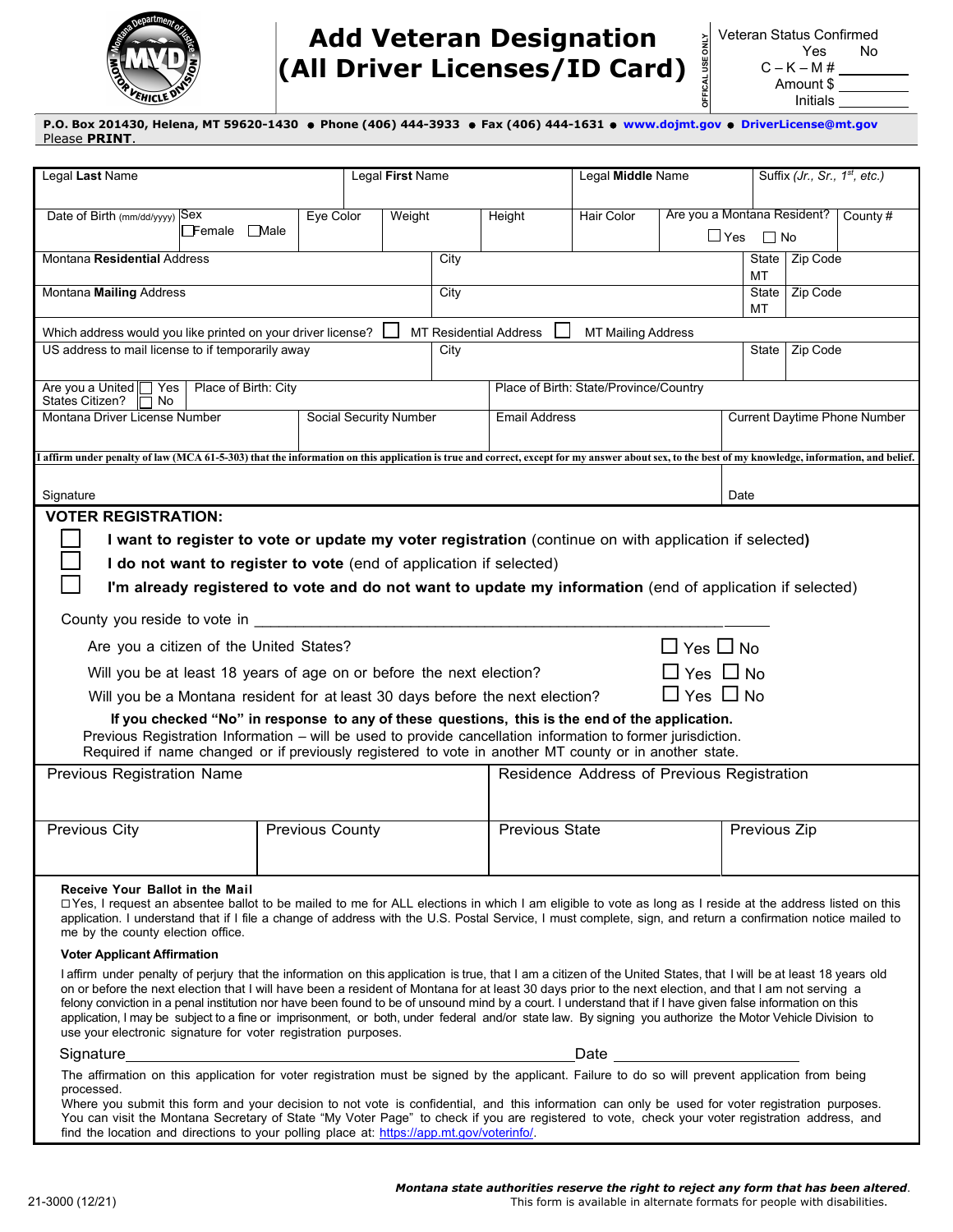# Add Veteran Designation (All Driver Licenses/ID Card)

OFFICAL USE ONLY

Veteran Status Confirmed Yes No
C – K – M # \_\_\_\_\_\_\_\_
Amount $ \_\_\_\_\_\_\_\_
Initials \_\_\_\_\_\_\_\_

**P.O. Box 201430, Helena, MT 59620-1430 ● Phone (406) 444-3933 ● Fax (406) 444-1631 ● www.dojmt.gov ● DriverLicense@mt.gov**

Please **PRINT**.

| | | | |
|---|---|---|---|
| Legal **Last** Name | Legal **First** Name | Legal **Middle** Name | Suffix (*Jr., Sr., 1st, etc.*) |

| | | | | | | | |
|---|---|---|---|---|---|---|---|
| Date of Birth (mm/dd/yyyy) | Sex ☐ Female ☐ Male | Eye Color | Weight | Height | Hair Color | Are you a Montana Resident? ☐ Yes ☐ No | County # |

| | | | |
|---|---|---|---|
| Montana **Residential** Address | City | State MT | Zip Code |
| Montana **Mailing** Address | City | State MT | Zip Code |

Which address would you like printed on your driver license? ☐ MT Residential Address ☐ MT Mailing Address

| | | | |
|---|---|---|---|
| US address to mail license to if temporarily away | City | State | Zip Code |

| | | |
|---|---|---|
| Are you a United States Citizen? ☐ Yes ☐ No | Place of Birth: City | Place of Birth: State/Province/Country |

| | | | |
|---|---|---|---|
| Montana Driver License Number | Social Security Number | Email Address | Current Daytime Phone Number |

I affirm under penalty of law (MCA 61-5-303) that the information on this application is true and correct, except for my answer about sex, to the best of my knowledge, information, and belief.

Signature \_\_\_\_\_\_\_\_ Date \_\_\_\_\_\_\_\_

## VOTER REGISTRATION:

☐ **I want to register to vote or update my voter registration** (continue on with application if selected**)**

☐ **I do not want to register to vote** (end of application if selected)

☐ **I'm already registered to vote and do not want to update my information** (end of application if selected)

County you reside to vote in \_\_\_\_\_\_\_\_\_\_\_\_\_\_\_\_\_\_\_\_\_\_\_\_

Are you a citizen of the United States? ☐ Yes ☐ No

Will you be at least 18 years of age on or before the next election? ☐ Yes ☐ No

Will you be a Montana resident for at least 30 days before the next election? ☐ Yes ☐ No

**If you checked "No" in response to any of these questions, this is the end of the application.**

Previous Registration Information – will be used to provide cancellation information to former jurisdiction. Required if name changed or if previously registered to vote in another MT county or in another state.

| | | | |
|---|---|---|---|
| Previous Registration Name | | Residence Address of Previous Registration | |
| Previous City | Previous County | Previous State | Previous Zip |

**Receive Your Ballot in the Mail**

☐ Yes, I request an absentee ballot to be mailed to me for ALL elections in which I am eligible to vote as long as I reside at the address listed on this application. I understand that if I file a change of address with the U.S. Postal Service, I must complete, sign, and return a confirmation notice mailed to me by the county election office.

**Voter Applicant Affirmation**

I affirm under penalty of perjury that the information on this application is true, that I am a citizen of the United States, that I will be at least 18 years old on or before the next election that I will have been a resident of Montana for at least 30 days prior to the next election, and that I am not serving a felony conviction in a penal institution nor have been found to be of unsound mind by a court. I understand that if I have given false information on this application, I may be subject to a fine or imprisonment, or both, under federal and/or state law. By signing you authorize the Motor Vehicle Division to use your electronic signature for voter registration purposes.

Signature \_\_\_\_\_\_\_\_\_\_\_\_\_\_\_\_\_\_\_\_\_\_\_\_ Date \_\_\_\_\_\_\_\_\_\_\_\_

The affirmation on this application for voter registration must be signed by the applicant. Failure to do so will prevent application from being processed.

Where you submit this form and your decision to not vote is confidential, and this information can only be used for voter registration purposes. You can visit the Montana Secretary of State "My Voter Page" to check if you are registered to vote, check your voter registration address, and find the location and directions to your polling place at: https://app.mt.gov/voterinfo/.

21-3000 (12/21)

***Montana state authorities reserve the right to reject any form that has been altered***.
This form is available in alternate formats for people with disabilities.